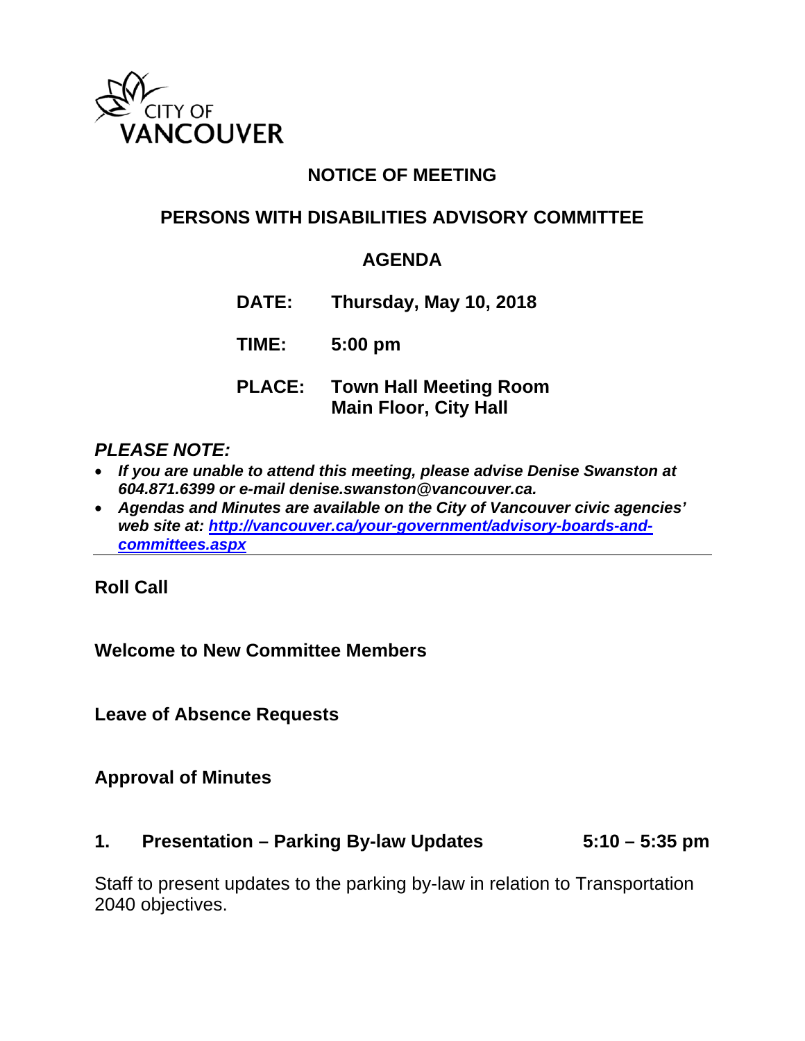CITY OF VANCOUVER

# NOTICE OF MEETING

## PERSONS WITH DISABILITIES ADVISORY COMMITTEE

## AGENDA

**DATE:** Thursday, May 10, 2018

**TIME:** 5:00 pm

**PLACE:** Town Hall Meeting Room
Main Floor, City Hall

***PLEASE NOTE:***

- ***If you are unable to attend this meeting, please advise Denise Swanston at 604.871.6399 or e-mail denise.swanston@vancouver.ca.***
- ***Agendas and Minutes are available on the City of Vancouver civic agencies' web site at: [http://vancouver.ca/your-government/advisory-boards-and-committees.aspx](http://vancouver.ca/your-government/advisory-boards-and-committees.aspx)***

---

**Roll Call**

**Welcome to New Committee Members**

**Leave of Absence Requests**

**Approval of Minutes**

**1. Presentation – Parking By-law Updates 5:10 – 5:35 pm**

Staff to present updates to the parking by-law in relation to Transportation 2040 objectives.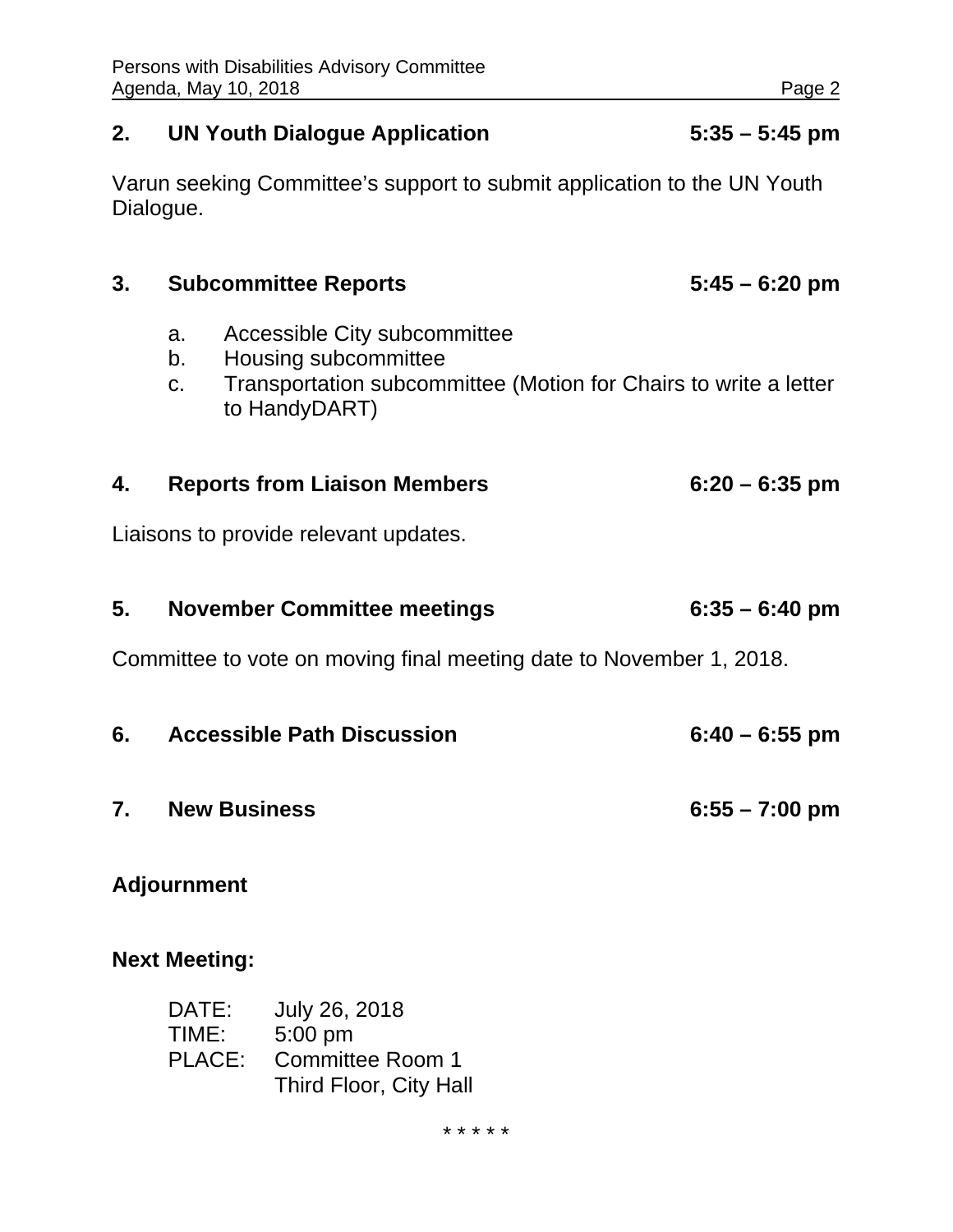## 2. UN Youth Dialogue Application 5:35 – 5:45 pm

Varun seeking Committee's support to submit application to the UN Youth Dialogue.

## 3. Subcommittee Reports 5:45 – 6:20 pm

a. Accessible City subcommittee
b. Housing subcommittee
c. Transportation subcommittee (Motion for Chairs to write a letter to HandyDART)

## 4. Reports from Liaison Members 6:20 – 6:35 pm

Liaisons to provide relevant updates.

## 5. November Committee meetings 6:35 – 6:40 pm

Committee to vote on moving final meeting date to November 1, 2018.

## 6. Accessible Path Discussion 6:40 – 6:55 pm

## 7. New Business 6:55 – 7:00 pm

**Adjournment**

**Next Meeting:**

DATE: July 26, 2018
TIME: 5:00 pm
PLACE: Committee Room 1
Third Floor, City Hall

* * * * *